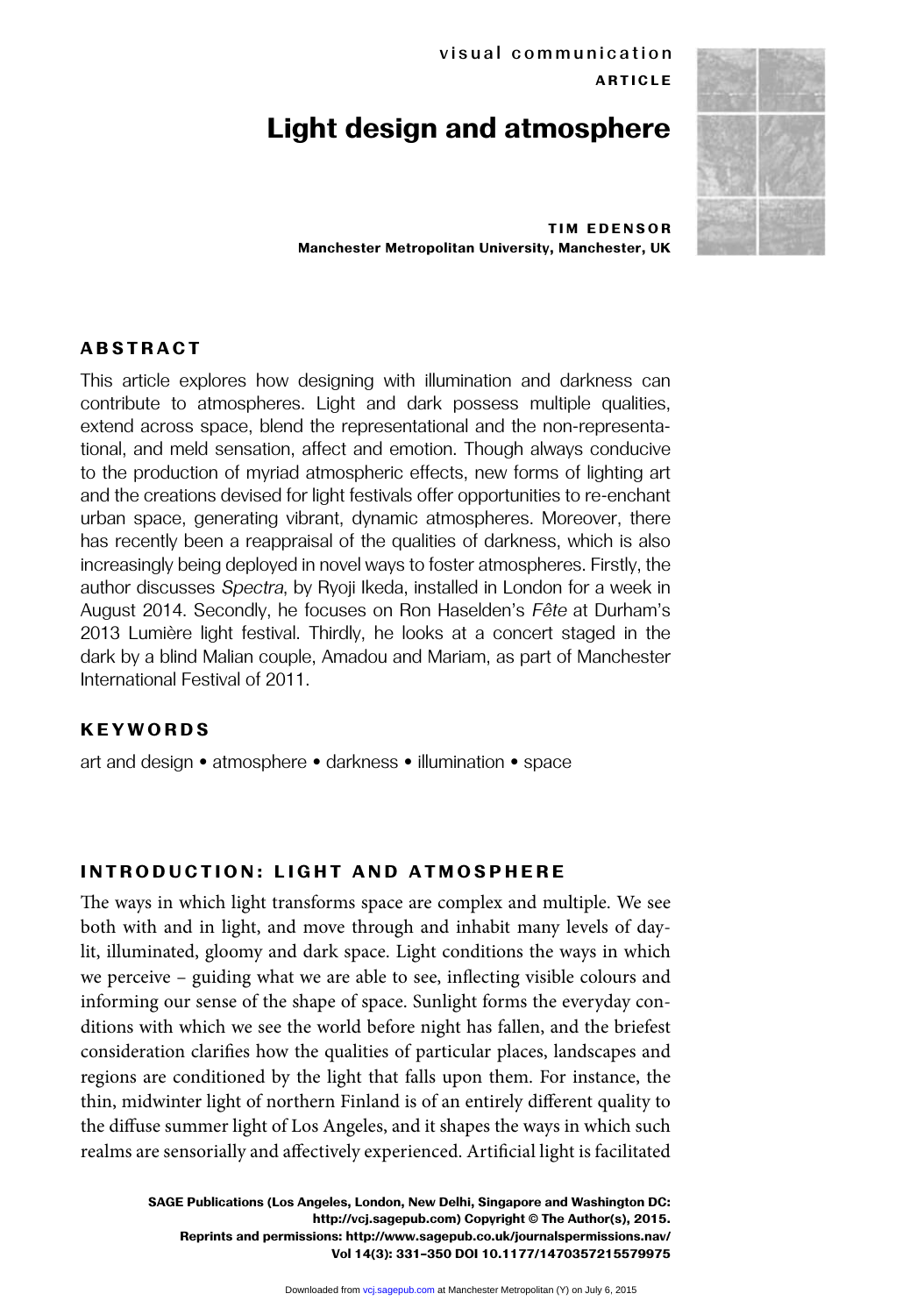visual communication

ARTICLE

# Light design and atmosphere

**TIM EDENSOR**
**Manchester Metropolitan University, Manchester, UK**

## ABSTRACT

This article explores how designing with illumination and darkness can contribute to atmospheres. Light and dark possess multiple qualities, extend across space, blend the representational and the non-representational, and meld sensation, affect and emotion. Though always conducive to the production of myriad atmospheric effects, new forms of lighting art and the creations devised for light festivals offer opportunities to re-enchant urban space, generating vibrant, dynamic atmospheres. Moreover, there has recently been a reappraisal of the qualities of darkness, which is also increasingly being deployed in novel ways to foster atmospheres. Firstly, the author discusses *Spectra*, by Ryoji Ikeda, installed in London for a week in August 2014. Secondly, he focuses on Ron Haselden's *Fête* at Durham's 2013 Lumière light festival. Thirdly, he looks at a concert staged in the dark by a blind Malian couple, Amadou and Mariam, as part of Manchester International Festival of 2011.

## KEYWORDS

art and design • atmosphere • darkness • illumination • space

## INTRODUCTION: LIGHT AND ATMOSPHERE

The ways in which light transforms space are complex and multiple. We see both with and in light, and move through and inhabit many levels of daylit, illuminated, gloomy and dark space. Light conditions the ways in which we perceive – guiding what we are able to see, inflecting visible colours and informing our sense of the shape of space. Sunlight forms the everyday conditions with which we see the world before night has fallen, and the briefest consideration clarifies how the qualities of particular places, landscapes and regions are conditioned by the light that falls upon them. For instance, the thin, midwinter light of northern Finland is of an entirely different quality to the diffuse summer light of Los Angeles, and it shapes the ways in which such realms are sensorially and affectively experienced. Artificial light is facilitated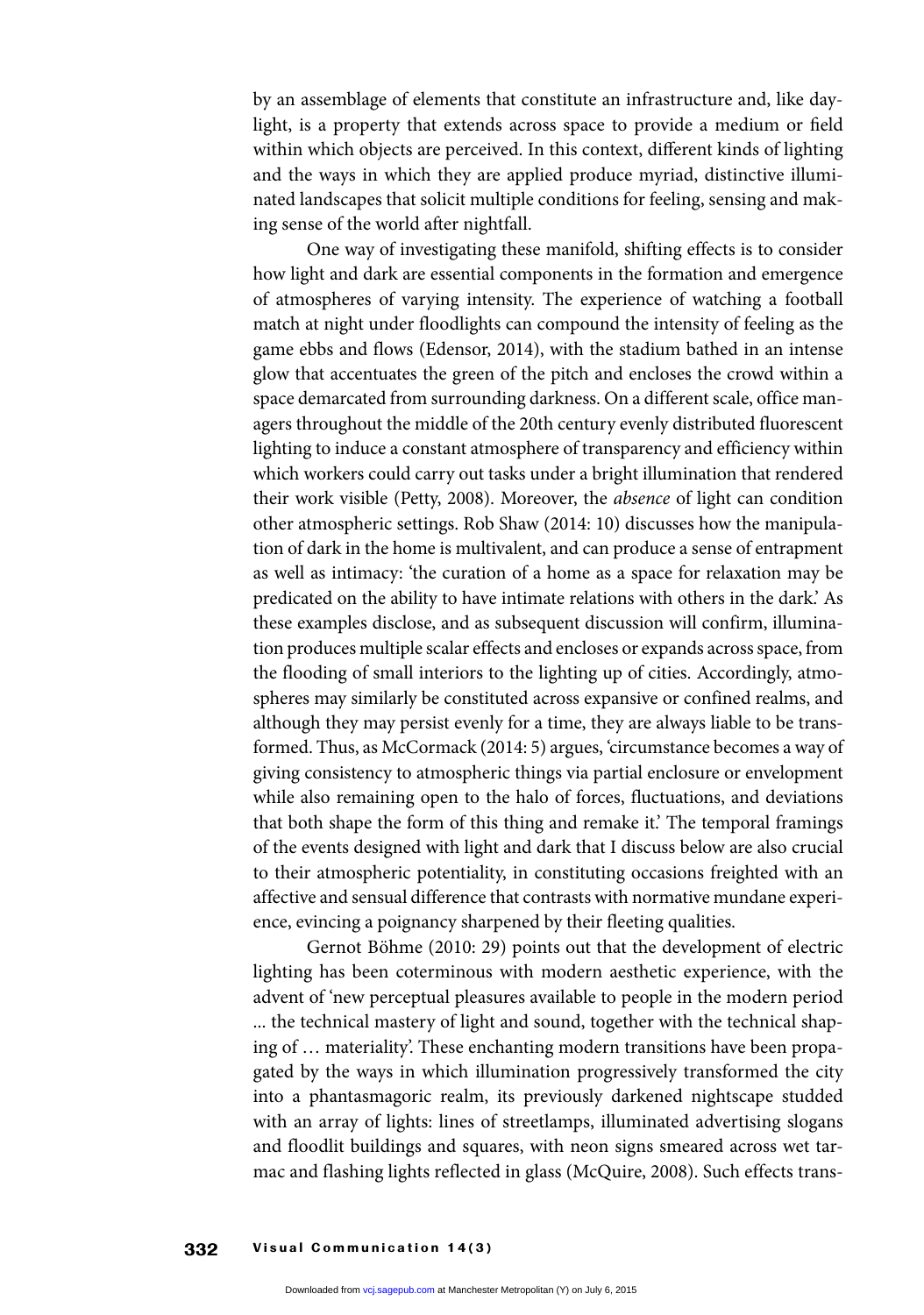by an assemblage of elements that constitute an infrastructure and, like daylight, is a property that extends across space to provide a medium or field within which objects are perceived. In this context, different kinds of lighting and the ways in which they are applied produce myriad, distinctive illuminated landscapes that solicit multiple conditions for feeling, sensing and making sense of the world after nightfall.

One way of investigating these manifold, shifting effects is to consider how light and dark are essential components in the formation and emergence of atmospheres of varying intensity. The experience of watching a football match at night under floodlights can compound the intensity of feeling as the game ebbs and flows (Edensor, 2014), with the stadium bathed in an intense glow that accentuates the green of the pitch and encloses the crowd within a space demarcated from surrounding darkness. On a different scale, office managers throughout the middle of the 20th century evenly distributed fluorescent lighting to induce a constant atmosphere of transparency and efficiency within which workers could carry out tasks under a bright illumination that rendered their work visible (Petty, 2008). Moreover, the *absence* of light can condition other atmospheric settings. Rob Shaw (2014: 10) discusses how the manipulation of dark in the home is multivalent, and can produce a sense of entrapment as well as intimacy: 'the curation of a home as a space for relaxation may be predicated on the ability to have intimate relations with others in the dark.' As these examples disclose, and as subsequent discussion will confirm, illumination produces multiple scalar effects and encloses or expands across space, from the flooding of small interiors to the lighting up of cities. Accordingly, atmospheres may similarly be constituted across expansive or confined realms, and although they may persist evenly for a time, they are always liable to be transformed. Thus, as McCormack (2014: 5) argues, 'circumstance becomes a way of giving consistency to atmospheric things via partial enclosure or envelopment while also remaining open to the halo of forces, fluctuations, and deviations that both shape the form of this thing and remake it.' The temporal framings of the events designed with light and dark that I discuss below are also crucial to their atmospheric potentiality, in constituting occasions freighted with an affective and sensual difference that contrasts with normative mundane experience, evincing a poignancy sharpened by their fleeting qualities.

Gernot Böhme (2010: 29) points out that the development of electric lighting has been coterminous with modern aesthetic experience, with the advent of 'new perceptual pleasures available to people in the modern period ... the technical mastery of light and sound, together with the technical shaping of … materiality'. These enchanting modern transitions have been propagated by the ways in which illumination progressively transformed the city into a phantasmagoric realm, its previously darkened nightscape studded with an array of lights: lines of streetlamps, illuminated advertising slogans and floodlit buildings and squares, with neon signs smeared across wet tarmac and flashing lights reflected in glass (McQuire, 2008). Such effects trans-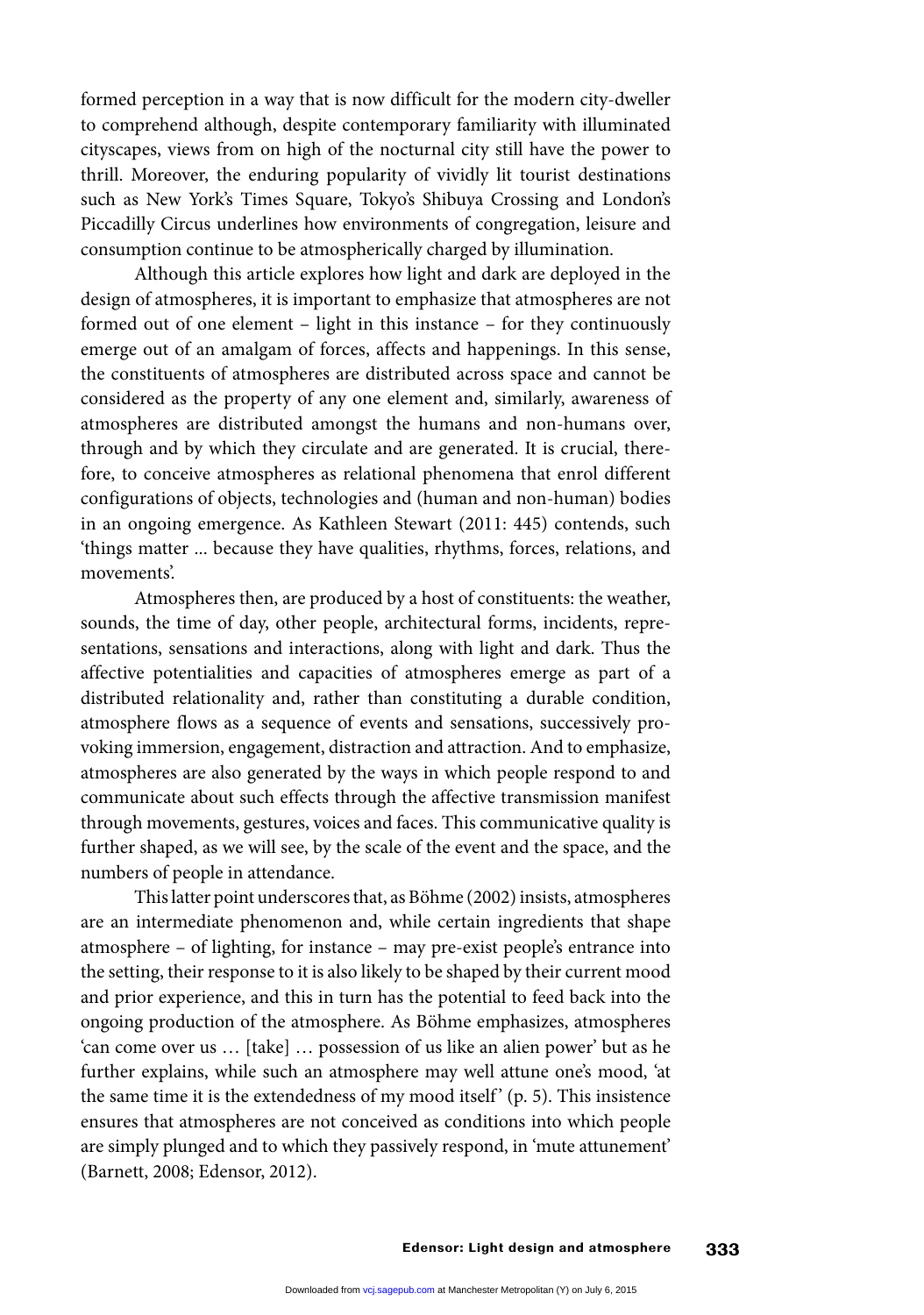formed perception in a way that is now difficult for the modern city-dweller to comprehend although, despite contemporary familiarity with illuminated cityscapes, views from on high of the nocturnal city still have the power to thrill. Moreover, the enduring popularity of vividly lit tourist destinations such as New York's Times Square, Tokyo's Shibuya Crossing and London's Piccadilly Circus underlines how environments of congregation, leisure and consumption continue to be atmospherically charged by illumination.

Although this article explores how light and dark are deployed in the design of atmospheres, it is important to emphasize that atmospheres are not formed out of one element – light in this instance – for they continuously emerge out of an amalgam of forces, affects and happenings. In this sense, the constituents of atmospheres are distributed across space and cannot be considered as the property of any one element and, similarly, awareness of atmospheres are distributed amongst the humans and non-humans over, through and by which they circulate and are generated. It is crucial, therefore, to conceive atmospheres as relational phenomena that enrol different configurations of objects, technologies and (human and non-human) bodies in an ongoing emergence. As Kathleen Stewart (2011: 445) contends, such 'things matter ... because they have qualities, rhythms, forces, relations, and movements'.

Atmospheres then, are produced by a host of constituents: the weather, sounds, the time of day, other people, architectural forms, incidents, representations, sensations and interactions, along with light and dark. Thus the affective potentialities and capacities of atmospheres emerge as part of a distributed relationality and, rather than constituting a durable condition, atmosphere flows as a sequence of events and sensations, successively provoking immersion, engagement, distraction and attraction. And to emphasize, atmospheres are also generated by the ways in which people respond to and communicate about such effects through the affective transmission manifest through movements, gestures, voices and faces. This communicative quality is further shaped, as we will see, by the scale of the event and the space, and the numbers of people in attendance.

This latter point underscores that, as Böhme (2002) insists, atmospheres are an intermediate phenomenon and, while certain ingredients that shape atmosphere – of lighting, for instance – may pre-exist people's entrance into the setting, their response to it is also likely to be shaped by their current mood and prior experience, and this in turn has the potential to feed back into the ongoing production of the atmosphere. As Böhme emphasizes, atmospheres 'can come over us … [take] … possession of us like an alien power' but as he further explains, while such an atmosphere may well attune one's mood, 'at the same time it is the extendedness of my mood itself' (p. 5). This insistence ensures that atmospheres are not conceived as conditions into which people are simply plunged and to which they passively respond, in 'mute attunement' (Barnett, 2008; Edensor, 2012).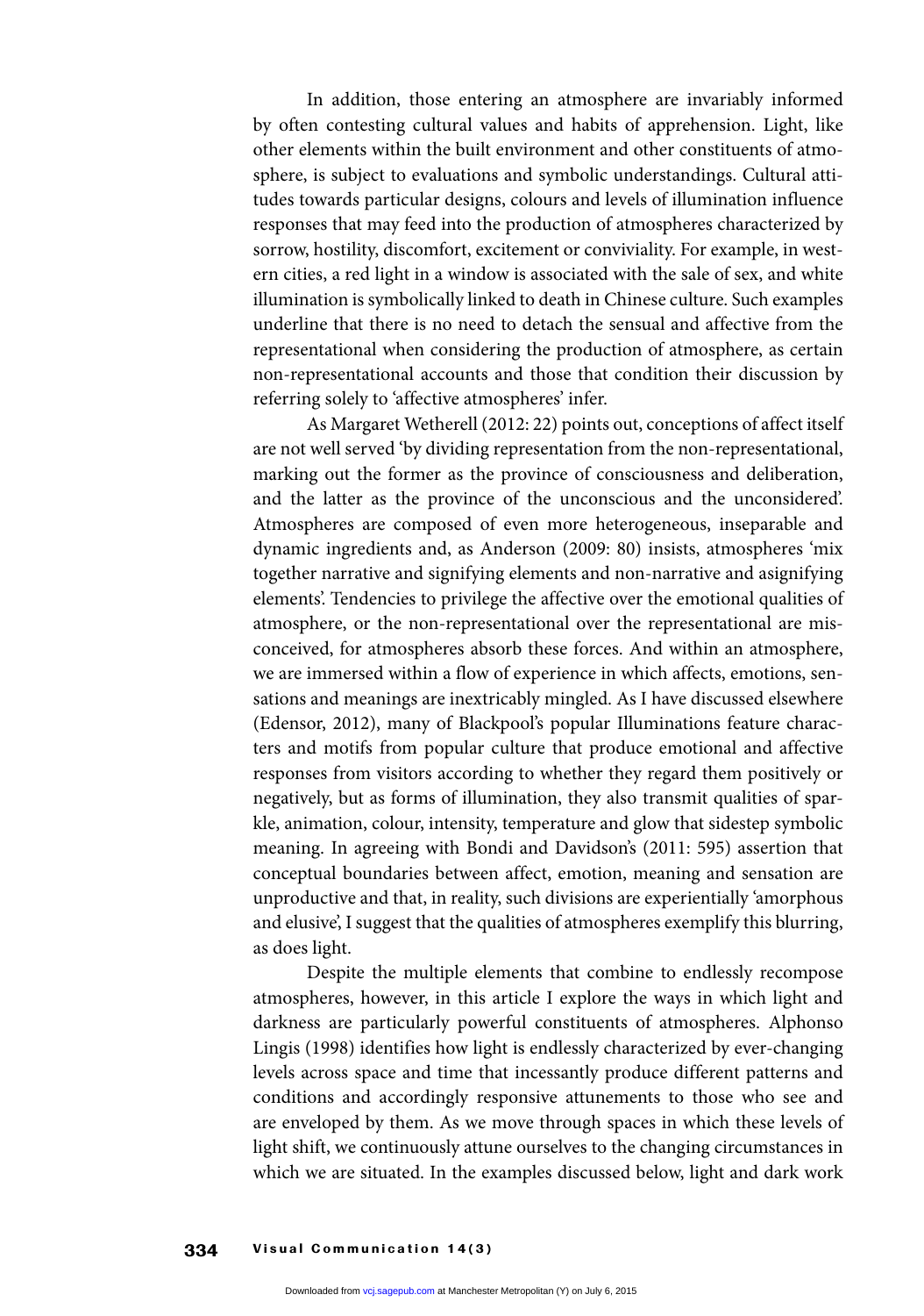In addition, those entering an atmosphere are invariably informed by often contesting cultural values and habits of apprehension. Light, like other elements within the built environment and other constituents of atmosphere, is subject to evaluations and symbolic understandings. Cultural attitudes towards particular designs, colours and levels of illumination influence responses that may feed into the production of atmospheres characterized by sorrow, hostility, discomfort, excitement or conviviality. For example, in western cities, a red light in a window is associated with the sale of sex, and white illumination is symbolically linked to death in Chinese culture. Such examples underline that there is no need to detach the sensual and affective from the representational when considering the production of atmosphere, as certain non-representational accounts and those that condition their discussion by referring solely to 'affective atmospheres' infer.

As Margaret Wetherell (2012: 22) points out, conceptions of affect itself are not well served 'by dividing representation from the non-representational, marking out the former as the province of consciousness and deliberation, and the latter as the province of the unconscious and the unconsidered'. Atmospheres are composed of even more heterogeneous, inseparable and dynamic ingredients and, as Anderson (2009: 80) insists, atmospheres 'mix together narrative and signifying elements and non-narrative and asignifying elements'. Tendencies to privilege the affective over the emotional qualities of atmosphere, or the non-representational over the representational are misconceived, for atmospheres absorb these forces. And within an atmosphere, we are immersed within a flow of experience in which affects, emotions, sensations and meanings are inextricably mingled. As I have discussed elsewhere (Edensor, 2012), many of Blackpool's popular Illuminations feature characters and motifs from popular culture that produce emotional and affective responses from visitors according to whether they regard them positively or negatively, but as forms of illumination, they also transmit qualities of sparkle, animation, colour, intensity, temperature and glow that sidestep symbolic meaning. In agreeing with Bondi and Davidson's (2011: 595) assertion that conceptual boundaries between affect, emotion, meaning and sensation are unproductive and that, in reality, such divisions are experientially 'amorphous and elusive', I suggest that the qualities of atmospheres exemplify this blurring, as does light.

Despite the multiple elements that combine to endlessly recompose atmospheres, however, in this article I explore the ways in which light and darkness are particularly powerful constituents of atmospheres. Alphonso Lingis (1998) identifies how light is endlessly characterized by ever-changing levels across space and time that incessantly produce different patterns and conditions and accordingly responsive attunements to those who see and are enveloped by them. As we move through spaces in which these levels of light shift, we continuously attune ourselves to the changing circumstances in which we are situated. In the examples discussed below, light and dark work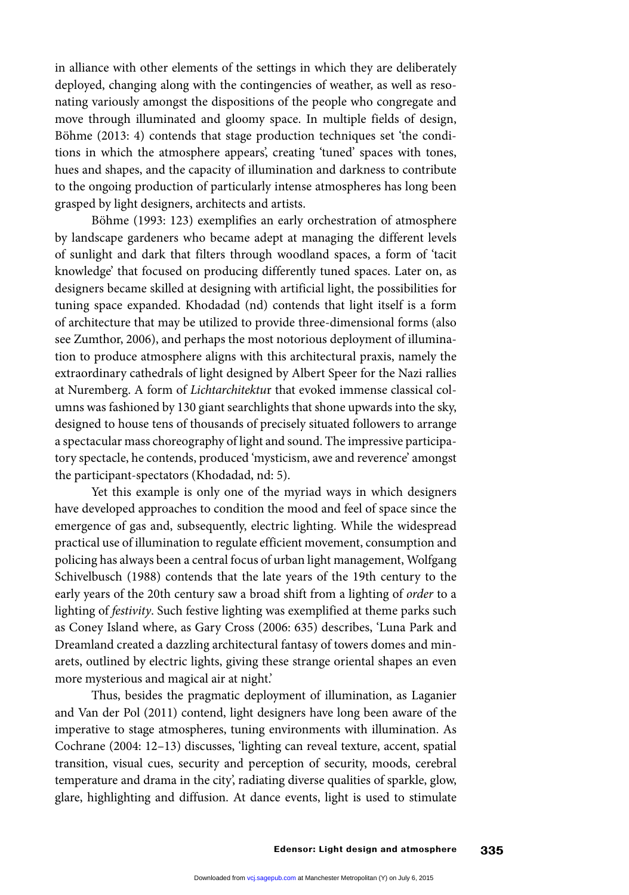in alliance with other elements of the settings in which they are deliberately deployed, changing along with the contingencies of weather, as well as resonating variously amongst the dispositions of the people who congregate and move through illuminated and gloomy space. In multiple fields of design, Böhme (2013: 4) contends that stage production techniques set 'the conditions in which the atmosphere appears', creating 'tuned' spaces with tones, hues and shapes, and the capacity of illumination and darkness to contribute to the ongoing production of particularly intense atmospheres has long been grasped by light designers, architects and artists.

Böhme (1993: 123) exemplifies an early orchestration of atmosphere by landscape gardeners who became adept at managing the different levels of sunlight and dark that filters through woodland spaces, a form of 'tacit knowledge' that focused on producing differently tuned spaces. Later on, as designers became skilled at designing with artificial light, the possibilities for tuning space expanded. Khodadad (nd) contends that light itself is a form of architecture that may be utilized to provide three-dimensional forms (also see Zumthor, 2006), and perhaps the most notorious deployment of illumination to produce atmosphere aligns with this architectural praxis, namely the extraordinary cathedrals of light designed by Albert Speer for the Nazi rallies at Nuremberg. A form of *Lichtarchitektu*r that evoked immense classical columns was fashioned by 130 giant searchlights that shone upwards into the sky, designed to house tens of thousands of precisely situated followers to arrange a spectacular mass choreography of light and sound. The impressive participatory spectacle, he contends, produced 'mysticism, awe and reverence' amongst the participant-spectators (Khodadad, nd: 5).

Yet this example is only one of the myriad ways in which designers have developed approaches to condition the mood and feel of space since the emergence of gas and, subsequently, electric lighting. While the widespread practical use of illumination to regulate efficient movement, consumption and policing has always been a central focus of urban light management, Wolfgang Schivelbusch (1988) contends that the late years of the 19th century to the early years of the 20th century saw a broad shift from a lighting of *order* to a lighting of *festivity*. Such festive lighting was exemplified at theme parks such as Coney Island where, as Gary Cross (2006: 635) describes, 'Luna Park and Dreamland created a dazzling architectural fantasy of towers domes and minarets, outlined by electric lights, giving these strange oriental shapes an even more mysterious and magical air at night.'

Thus, besides the pragmatic deployment of illumination, as Laganier and Van der Pol (2011) contend, light designers have long been aware of the imperative to stage atmospheres, tuning environments with illumination. As Cochrane (2004: 12–13) discusses, 'lighting can reveal texture, accent, spatial transition, visual cues, security and perception of security, moods, cerebral temperature and drama in the city', radiating diverse qualities of sparkle, glow, glare, highlighting and diffusion. At dance events, light is used to stimulate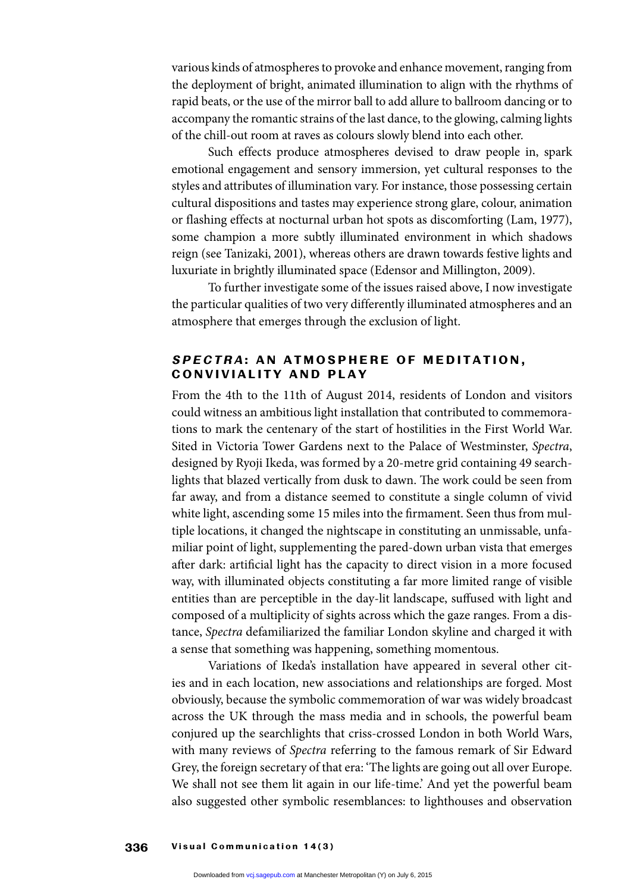various kinds of atmospheres to provoke and enhance movement, ranging from the deployment of bright, animated illumination to align with the rhythms of rapid beats, or the use of the mirror ball to add allure to ballroom dancing or to accompany the romantic strains of the last dance, to the glowing, calming lights of the chill-out room at raves as colours slowly blend into each other.

Such effects produce atmospheres devised to draw people in, spark emotional engagement and sensory immersion, yet cultural responses to the styles and attributes of illumination vary. For instance, those possessing certain cultural dispositions and tastes may experience strong glare, colour, animation or flashing effects at nocturnal urban hot spots as discomforting (Lam, 1977), some champion a more subtly illuminated environment in which shadows reign (see Tanizaki, 2001), whereas others are drawn towards festive lights and luxuriate in brightly illuminated space (Edensor and Millington, 2009).

To further investigate some of the issues raised above, I now investigate the particular qualities of two very differently illuminated atmospheres and an atmosphere that emerges through the exclusion of light.

## *SPECTRA*: AN ATMOSPHERE OF MEDITATION, CONVIVIALITY AND PLAY

From the 4th to the 11th of August 2014, residents of London and visitors could witness an ambitious light installation that contributed to commemorations to mark the centenary of the start of hostilities in the First World War. Sited in Victoria Tower Gardens next to the Palace of Westminster, *Spectra*, designed by Ryoji Ikeda, was formed by a 20-metre grid containing 49 searchlights that blazed vertically from dusk to dawn. The work could be seen from far away, and from a distance seemed to constitute a single column of vivid white light, ascending some 15 miles into the firmament. Seen thus from multiple locations, it changed the nightscape in constituting an unmissable, unfamiliar point of light, supplementing the pared-down urban vista that emerges after dark: artificial light has the capacity to direct vision in a more focused way, with illuminated objects constituting a far more limited range of visible entities than are perceptible in the day-lit landscape, suffused with light and composed of a multiplicity of sights across which the gaze ranges. From a distance, *Spectra* defamiliarized the familiar London skyline and charged it with a sense that something was happening, something momentous.

Variations of Ikeda's installation have appeared in several other cities and in each location, new associations and relationships are forged. Most obviously, because the symbolic commemoration of war was widely broadcast across the UK through the mass media and in schools, the powerful beam conjured up the searchlights that criss-crossed London in both World Wars, with many reviews of *Spectra* referring to the famous remark of Sir Edward Grey, the foreign secretary of that era: 'The lights are going out all over Europe. We shall not see them lit again in our life-time.' And yet the powerful beam also suggested other symbolic resemblances: to lighthouses and observation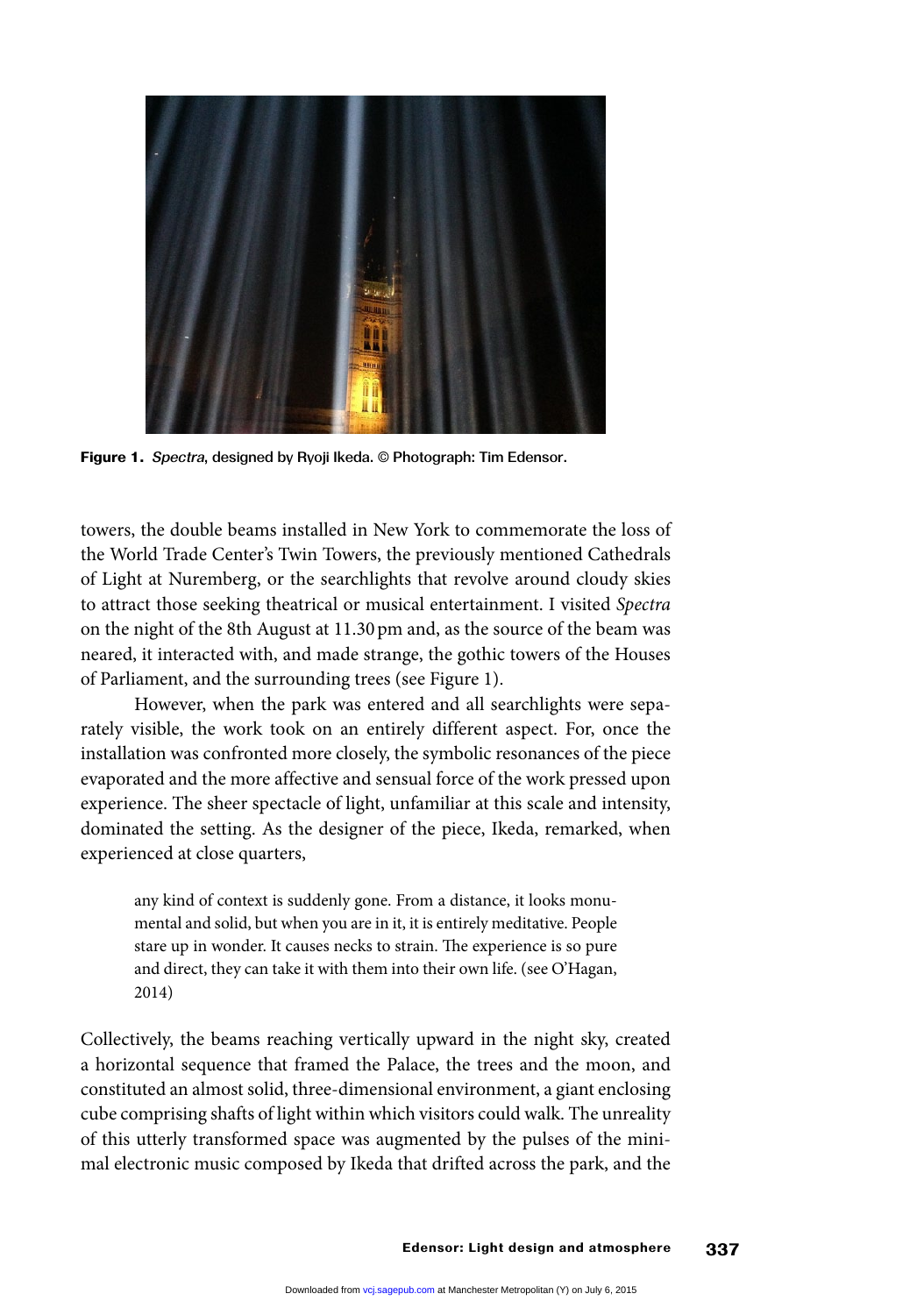**Figure 1.** *Spectra*, designed by Ryoji Ikeda. © Photograph: Tim Edensor.

towers, the double beams installed in New York to commemorate the loss of the World Trade Center's Twin Towers, the previously mentioned Cathedrals of Light at Nuremberg, or the searchlights that revolve around cloudy skies to attract those seeking theatrical or musical entertainment. I visited *Spectra* on the night of the 8th August at 11.30 pm and, as the source of the beam was neared, it interacted with, and made strange, the gothic towers of the Houses of Parliament, and the surrounding trees (see Figure 1).

However, when the park was entered and all searchlights were separately visible, the work took on an entirely different aspect. For, once the installation was confronted more closely, the symbolic resonances of the piece evaporated and the more affective and sensual force of the work pressed upon experience. The sheer spectacle of light, unfamiliar at this scale and intensity, dominated the setting. As the designer of the piece, Ikeda, remarked, when experienced at close quarters,

> any kind of context is suddenly gone. From a distance, it looks monumental and solid, but when you are in it, it is entirely meditative. People stare up in wonder. It causes necks to strain. The experience is so pure and direct, they can take it with them into their own life. (see O'Hagan, 2014)

Collectively, the beams reaching vertically upward in the night sky, created a horizontal sequence that framed the Palace, the trees and the moon, and constituted an almost solid, three-dimensional environment, a giant enclosing cube comprising shafts of light within which visitors could walk. The unreality of this utterly transformed space was augmented by the pulses of the minimal electronic music composed by Ikeda that drifted across the park, and the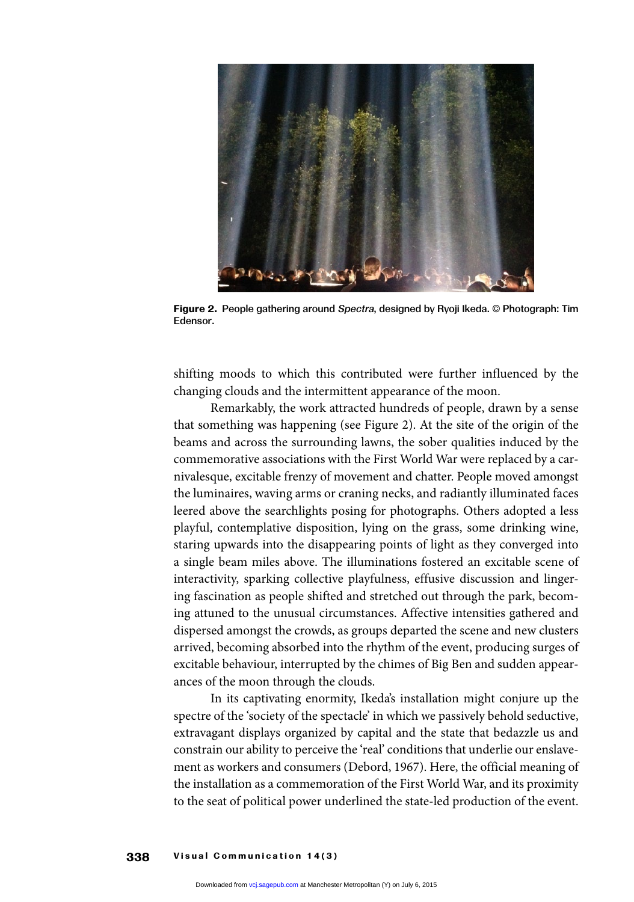**Figure 2.** People gathering around *Spectra*, designed by Ryoji Ikeda. © Photograph: Tim Edensor.

shifting moods to which this contributed were further influenced by the changing clouds and the intermittent appearance of the moon.

Remarkably, the work attracted hundreds of people, drawn by a sense that something was happening (see Figure 2). At the site of the origin of the beams and across the surrounding lawns, the sober qualities induced by the commemorative associations with the First World War were replaced by a carnivalesque, excitable frenzy of movement and chatter. People moved amongst the luminaires, waving arms or craning necks, and radiantly illuminated faces leered above the searchlights posing for photographs. Others adopted a less playful, contemplative disposition, lying on the grass, some drinking wine, staring upwards into the disappearing points of light as they converged into a single beam miles above. The illuminations fostered an excitable scene of interactivity, sparking collective playfulness, effusive discussion and lingering fascination as people shifted and stretched out through the park, becoming attuned to the unusual circumstances. Affective intensities gathered and dispersed amongst the crowds, as groups departed the scene and new clusters arrived, becoming absorbed into the rhythm of the event, producing surges of excitable behaviour, interrupted by the chimes of Big Ben and sudden appearances of the moon through the clouds.

In its captivating enormity, Ikeda's installation might conjure up the spectre of the 'society of the spectacle' in which we passively behold seductive, extravagant displays organized by capital and the state that bedazzle us and constrain our ability to perceive the 'real' conditions that underlie our enslavement as workers and consumers (Debord, 1967). Here, the official meaning of the installation as a commemoration of the First World War, and its proximity to the seat of political power underlined the state-led production of the event.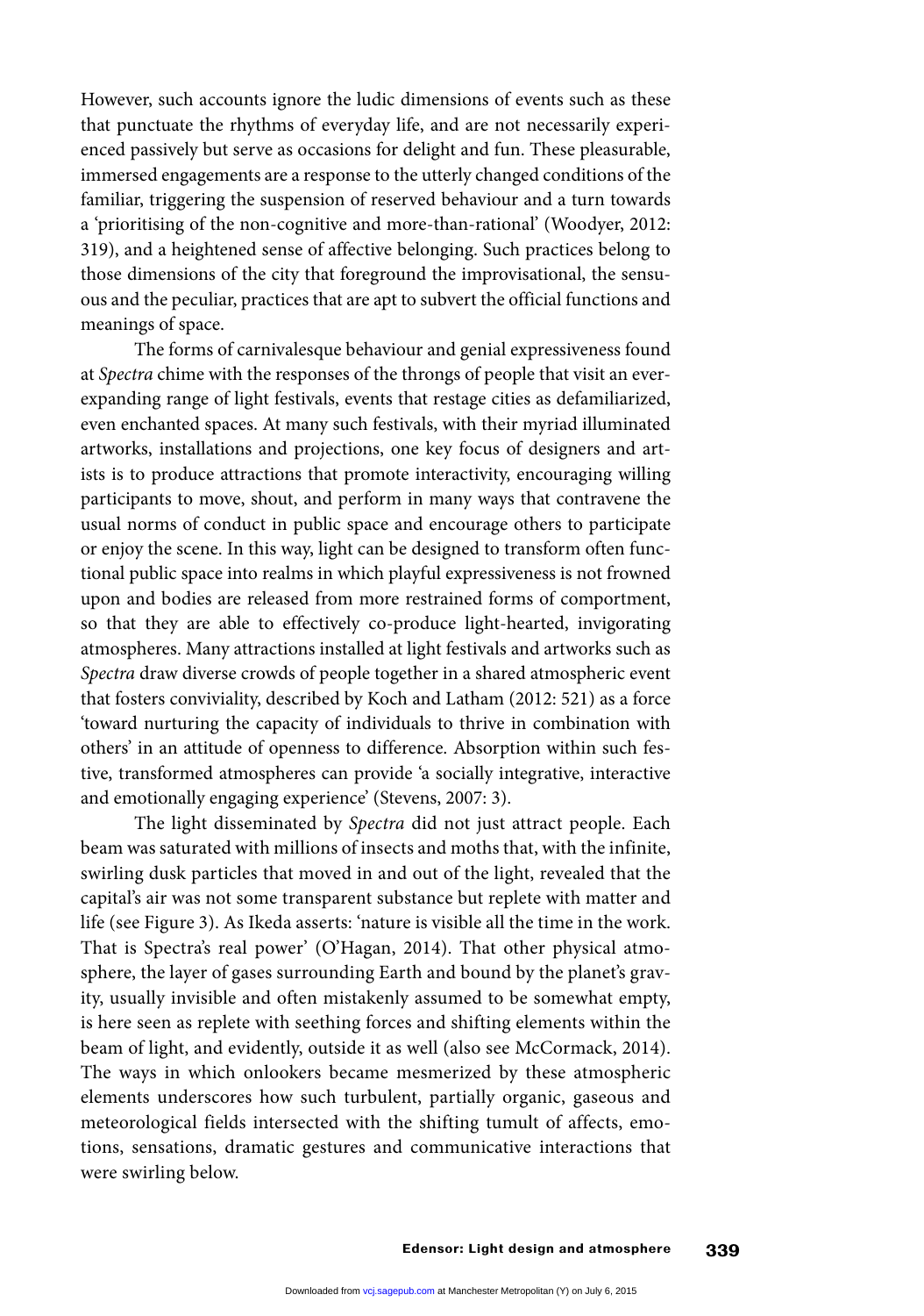However, such accounts ignore the ludic dimensions of events such as these that punctuate the rhythms of everyday life, and are not necessarily experienced passively but serve as occasions for delight and fun. These pleasurable, immersed engagements are a response to the utterly changed conditions of the familiar, triggering the suspension of reserved behaviour and a turn towards a 'prioritising of the non-cognitive and more-than-rational' (Woodyer, 2012: 319), and a heightened sense of affective belonging. Such practices belong to those dimensions of the city that foreground the improvisational, the sensuous and the peculiar, practices that are apt to subvert the official functions and meanings of space.

The forms of carnivalesque behaviour and genial expressiveness found at *Spectra* chime with the responses of the throngs of people that visit an ever-expanding range of light festivals, events that restage cities as defamiliarized, even enchanted spaces. At many such festivals, with their myriad illuminated artworks, installations and projections, one key focus of designers and artists is to produce attractions that promote interactivity, encouraging willing participants to move, shout, and perform in many ways that contravene the usual norms of conduct in public space and encourage others to participate or enjoy the scene. In this way, light can be designed to transform often functional public space into realms in which playful expressiveness is not frowned upon and bodies are released from more restrained forms of comportment, so that they are able to effectively co-produce light-hearted, invigorating atmospheres. Many attractions installed at light festivals and artworks such as *Spectra* draw diverse crowds of people together in a shared atmospheric event that fosters conviviality, described by Koch and Latham (2012: 521) as a force 'toward nurturing the capacity of individuals to thrive in combination with others' in an attitude of openness to difference. Absorption within such festive, transformed atmospheres can provide 'a socially integrative, interactive and emotionally engaging experience' (Stevens, 2007: 3).

The light disseminated by *Spectra* did not just attract people. Each beam was saturated with millions of insects and moths that, with the infinite, swirling dusk particles that moved in and out of the light, revealed that the capital's air was not some transparent substance but replete with matter and life (see Figure 3). As Ikeda asserts: 'nature is visible all the time in the work. That is Spectra's real power' (O'Hagan, 2014). That other physical atmosphere, the layer of gases surrounding Earth and bound by the planet's gravity, usually invisible and often mistakenly assumed to be somewhat empty, is here seen as replete with seething forces and shifting elements within the beam of light, and evidently, outside it as well (also see McCormack, 2014). The ways in which onlookers became mesmerized by these atmospheric elements underscores how such turbulent, partially organic, gaseous and meteorological fields intersected with the shifting tumult of affects, emotions, sensations, dramatic gestures and communicative interactions that were swirling below.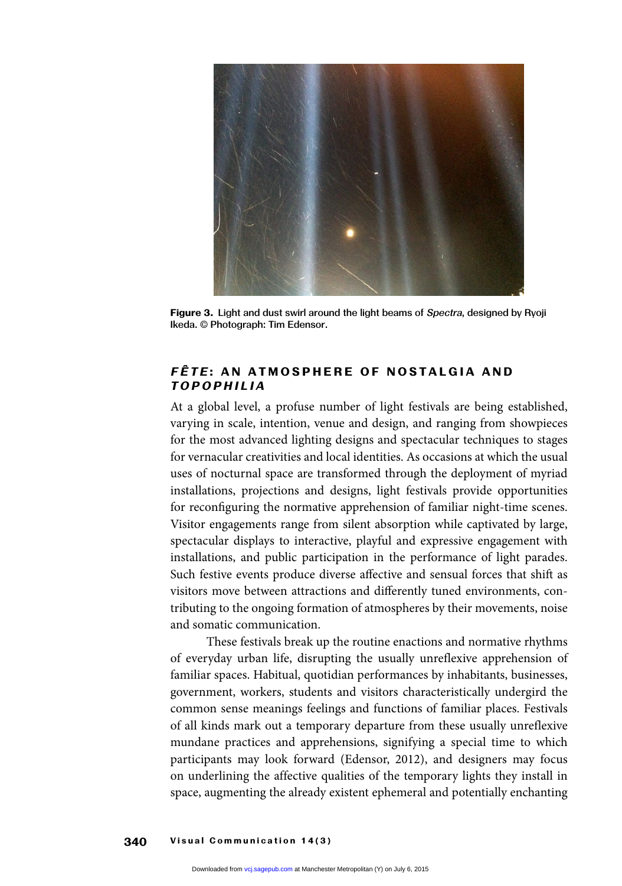**Figure 3.** Light and dust swirl around the light beams of *Spectra*, designed by Ryoji Ikeda. © Photograph: Tim Edensor.

## *FÊTE*: AN ATMOSPHERE OF NOSTALGIA AND *TOPOPHILIA*

At a global level, a profuse number of light festivals are being established, varying in scale, intention, venue and design, and ranging from showpieces for the most advanced lighting designs and spectacular techniques to stages for vernacular creativities and local identities. As occasions at which the usual uses of nocturnal space are transformed through the deployment of myriad installations, projections and designs, light festivals provide opportunities for reconfiguring the normative apprehension of familiar night-time scenes. Visitor engagements range from silent absorption while captivated by large, spectacular displays to interactive, playful and expressive engagement with installations, and public participation in the performance of light parades. Such festive events produce diverse affective and sensual forces that shift as visitors move between attractions and differently tuned environments, contributing to the ongoing formation of atmospheres by their movements, noise and somatic communication.

These festivals break up the routine enactions and normative rhythms of everyday urban life, disrupting the usually unreflexive apprehension of familiar spaces. Habitual, quotidian performances by inhabitants, businesses, government, workers, students and visitors characteristically undergird the common sense meanings feelings and functions of familiar places. Festivals of all kinds mark out a temporary departure from these usually unreflexive mundane practices and apprehensions, signifying a special time to which participants may look forward (Edensor, 2012), and designers may focus on underlining the affective qualities of the temporary lights they install in space, augmenting the already existent ephemeral and potentially enchanting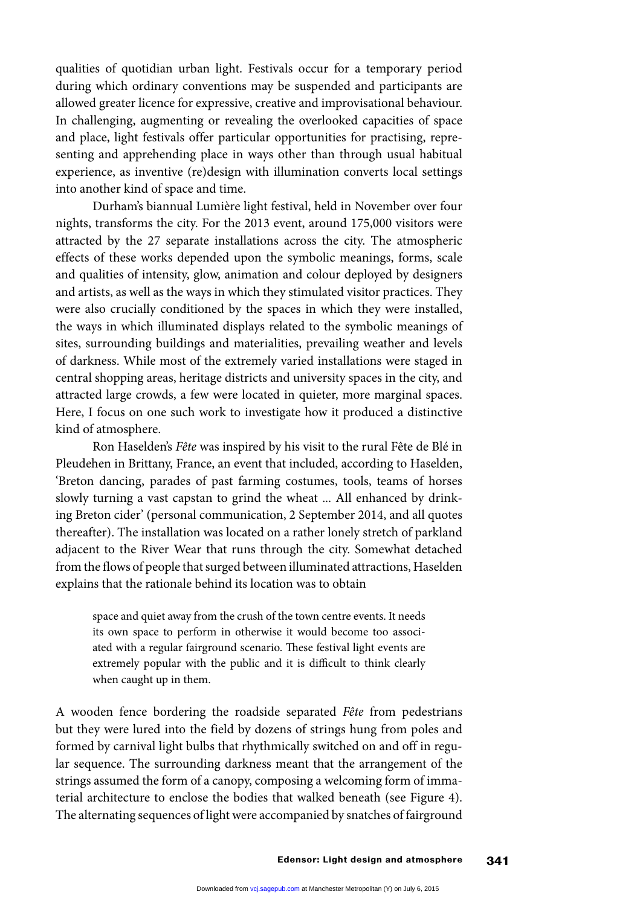qualities of quotidian urban light. Festivals occur for a temporary period during which ordinary conventions may be suspended and participants are allowed greater licence for expressive, creative and improvisational behaviour. In challenging, augmenting or revealing the overlooked capacities of space and place, light festivals offer particular opportunities for practising, representing and apprehending place in ways other than through usual habitual experience, as inventive (re)design with illumination converts local settings into another kind of space and time.

Durham's biannual Lumière light festival, held in November over four nights, transforms the city. For the 2013 event, around 175,000 visitors were attracted by the 27 separate installations across the city. The atmospheric effects of these works depended upon the symbolic meanings, forms, scale and qualities of intensity, glow, animation and colour deployed by designers and artists, as well as the ways in which they stimulated visitor practices. They were also crucially conditioned by the spaces in which they were installed, the ways in which illuminated displays related to the symbolic meanings of sites, surrounding buildings and materialities, prevailing weather and levels of darkness. While most of the extremely varied installations were staged in central shopping areas, heritage districts and university spaces in the city, and attracted large crowds, a few were located in quieter, more marginal spaces. Here, I focus on one such work to investigate how it produced a distinctive kind of atmosphere.

Ron Haselden's *Fête* was inspired by his visit to the rural Fête de Blé in Pleudehen in Brittany, France, an event that included, according to Haselden, 'Breton dancing, parades of past farming costumes, tools, teams of horses slowly turning a vast capstan to grind the wheat ... All enhanced by drinking Breton cider' (personal communication, 2 September 2014, and all quotes thereafter). The installation was located on a rather lonely stretch of parkland adjacent to the River Wear that runs through the city. Somewhat detached from the flows of people that surged between illuminated attractions, Haselden explains that the rationale behind its location was to obtain

> space and quiet away from the crush of the town centre events. It needs its own space to perform in otherwise it would become too associated with a regular fairground scenario. These festival light events are extremely popular with the public and it is difficult to think clearly when caught up in them.

A wooden fence bordering the roadside separated *Fête* from pedestrians but they were lured into the field by dozens of strings hung from poles and formed by carnival light bulbs that rhythmically switched on and off in regular sequence. The surrounding darkness meant that the arrangement of the strings assumed the form of a canopy, composing a welcoming form of immaterial architecture to enclose the bodies that walked beneath (see Figure 4). The alternating sequences of light were accompanied by snatches of fairground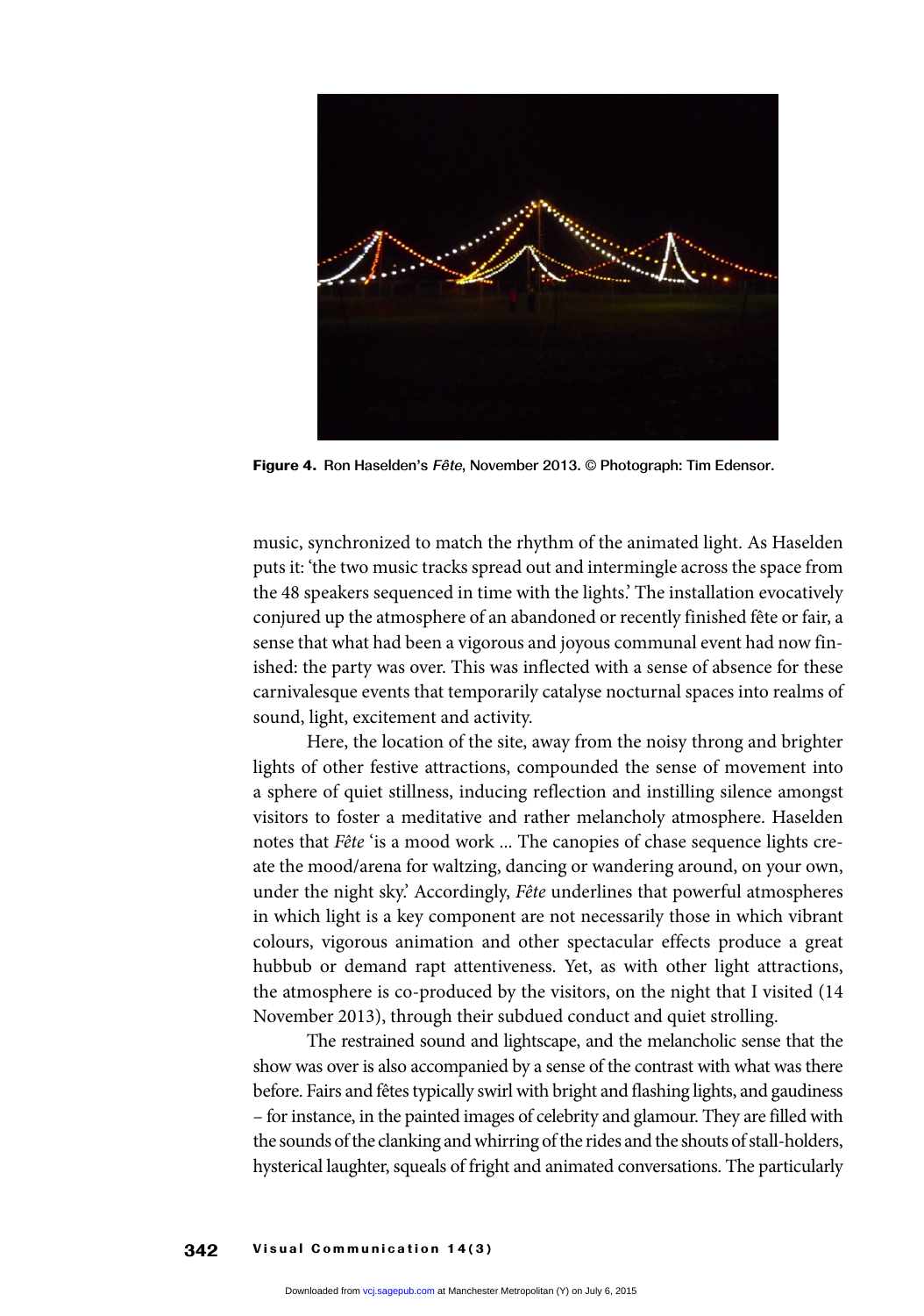**Figure 4.** Ron Haselden's *Fête*, November 2013. © Photograph: Tim Edensor.

music, synchronized to match the rhythm of the animated light. As Haselden puts it: 'the two music tracks spread out and intermingle across the space from the 48 speakers sequenced in time with the lights.' The installation evocatively conjured up the atmosphere of an abandoned or recently finished fête or fair, a sense that what had been a vigorous and joyous communal event had now finished: the party was over. This was inflected with a sense of absence for these carnivalesque events that temporarily catalyse nocturnal spaces into realms of sound, light, excitement and activity.

Here, the location of the site, away from the noisy throng and brighter lights of other festive attractions, compounded the sense of movement into a sphere of quiet stillness, inducing reflection and instilling silence amongst visitors to foster a meditative and rather melancholy atmosphere. Haselden notes that *Fête* 'is a mood work ... The canopies of chase sequence lights create the mood/arena for waltzing, dancing or wandering around, on your own, under the night sky.' Accordingly, *Fête* underlines that powerful atmospheres in which light is a key component are not necessarily those in which vibrant colours, vigorous animation and other spectacular effects produce a great hubbub or demand rapt attentiveness. Yet, as with other light attractions, the atmosphere is co-produced by the visitors, on the night that I visited (14 November 2013), through their subdued conduct and quiet strolling.

The restrained sound and lightscape, and the melancholic sense that the show was over is also accompanied by a sense of the contrast with what was there before. Fairs and fêtes typically swirl with bright and flashing lights, and gaudiness – for instance, in the painted images of celebrity and glamour. They are filled with the sounds of the clanking and whirring of the rides and the shouts of stall-holders, hysterical laughter, squeals of fright and animated conversations. The particularly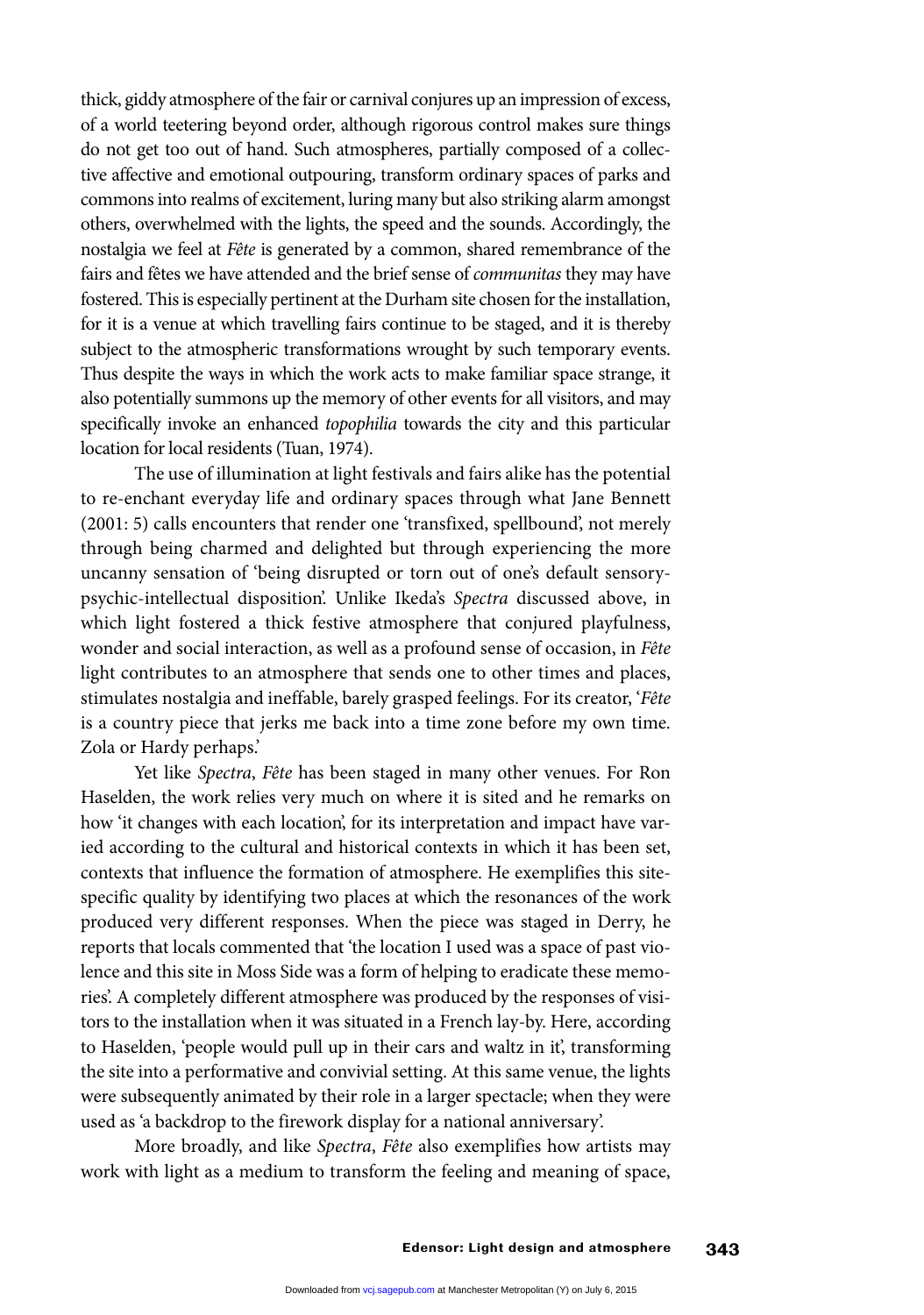thick, giddy atmosphere of the fair or carnival conjures up an impression of excess, of a world teetering beyond order, although rigorous control makes sure things do not get too out of hand. Such atmospheres, partially composed of a collective affective and emotional outpouring, transform ordinary spaces of parks and commons into realms of excitement, luring many but also striking alarm amongst others, overwhelmed with the lights, the speed and the sounds. Accordingly, the nostalgia we feel at *Fête* is generated by a common, shared remembrance of the fairs and fêtes we have attended and the brief sense of *communitas* they may have fostered. This is especially pertinent at the Durham site chosen for the installation, for it is a venue at which travelling fairs continue to be staged, and it is thereby subject to the atmospheric transformations wrought by such temporary events. Thus despite the ways in which the work acts to make familiar space strange, it also potentially summons up the memory of other events for all visitors, and may specifically invoke an enhanced *topophilia* towards the city and this particular location for local residents (Tuan, 1974).

The use of illumination at light festivals and fairs alike has the potential to re-enchant everyday life and ordinary spaces through what Jane Bennett (2001: 5) calls encounters that render one 'transfixed, spellbound', not merely through being charmed and delighted but through experiencing the more uncanny sensation of 'being disrupted or torn out of one's default sensory-psychic-intellectual disposition'. Unlike Ikeda's *Spectra* discussed above, in which light fostered a thick festive atmosphere that conjured playfulness, wonder and social interaction, as well as a profound sense of occasion, in *Fête* light contributes to an atmosphere that sends one to other times and places, stimulates nostalgia and ineffable, barely grasped feelings. For its creator, '*Fête* is a country piece that jerks me back into a time zone before my own time. Zola or Hardy perhaps.'

Yet like *Spectra*, *Fête* has been staged in many other venues. For Ron Haselden, the work relies very much on where it is sited and he remarks on how 'it changes with each location', for its interpretation and impact have varied according to the cultural and historical contexts in which it has been set, contexts that influence the formation of atmosphere. He exemplifies this site-specific quality by identifying two places at which the resonances of the work produced very different responses. When the piece was staged in Derry, he reports that locals commented that 'the location I used was a space of past violence and this site in Moss Side was a form of helping to eradicate these memories'. A completely different atmosphere was produced by the responses of visitors to the installation when it was situated in a French lay-by. Here, according to Haselden, 'people would pull up in their cars and waltz in it', transforming the site into a performative and convivial setting. At this same venue, the lights were subsequently animated by their role in a larger spectacle; when they were used as 'a backdrop to the firework display for a national anniversary'.

More broadly, and like *Spectra*, *Fête* also exemplifies how artists may work with light as a medium to transform the feeling and meaning of space,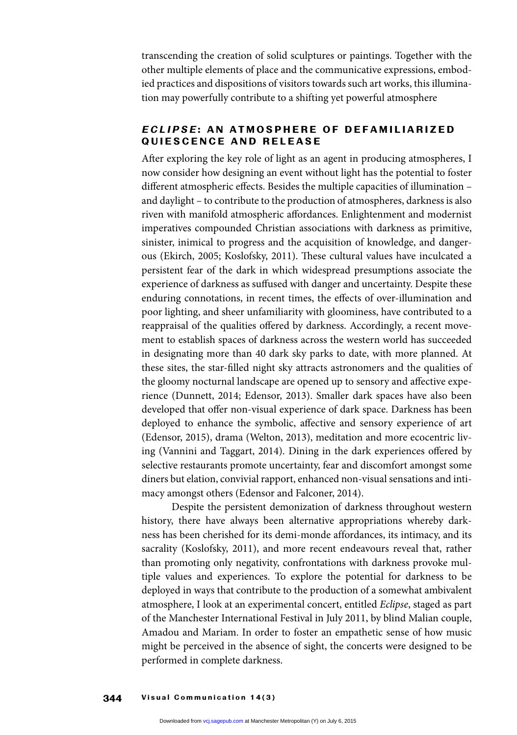transcending the creation of solid sculptures or paintings. Together with the other multiple elements of place and the communicative expressions, embodied practices and dispositions of visitors towards such art works, this illumination may powerfully contribute to a shifting yet powerful atmosphere

## *ECLIPSE*: AN ATMOSPHERE OF DEFAMILIARIZED QUIESCENCE AND RELEASE

After exploring the key role of light as an agent in producing atmospheres, I now consider how designing an event without light has the potential to foster different atmospheric effects. Besides the multiple capacities of illumination – and daylight – to contribute to the production of atmospheres, darkness is also riven with manifold atmospheric affordances. Enlightenment and modernist imperatives compounded Christian associations with darkness as primitive, sinister, inimical to progress and the acquisition of knowledge, and dangerous (Ekirch, 2005; Koslofsky, 2011). These cultural values have inculcated a persistent fear of the dark in which widespread presumptions associate the experience of darkness as suffused with danger and uncertainty. Despite these enduring connotations, in recent times, the effects of over-illumination and poor lighting, and sheer unfamiliarity with gloominess, have contributed to a reappraisal of the qualities offered by darkness. Accordingly, a recent movement to establish spaces of darkness across the western world has succeeded in designating more than 40 dark sky parks to date, with more planned. At these sites, the star-filled night sky attracts astronomers and the qualities of the gloomy nocturnal landscape are opened up to sensory and affective experience (Dunnett, 2014; Edensor, 2013). Smaller dark spaces have also been developed that offer non-visual experience of dark space. Darkness has been deployed to enhance the symbolic, affective and sensory experience of art (Edensor, 2015), drama (Welton, 2013), meditation and more ecocentric living (Vannini and Taggart, 2014). Dining in the dark experiences offered by selective restaurants promote uncertainty, fear and discomfort amongst some diners but elation, convivial rapport, enhanced non-visual sensations and intimacy amongst others (Edensor and Falconer, 2014).

Despite the persistent demonization of darkness throughout western history, there have always been alternative appropriations whereby darkness has been cherished for its demi-monde affordances, its intimacy, and its sacrality (Koslofsky, 2011), and more recent endeavours reveal that, rather than promoting only negativity, confrontations with darkness provoke multiple values and experiences. To explore the potential for darkness to be deployed in ways that contribute to the production of a somewhat ambivalent atmosphere, I look at an experimental concert, entitled *Eclipse*, staged as part of the Manchester International Festival in July 2011, by blind Malian couple, Amadou and Mariam. In order to foster an empathetic sense of how music might be perceived in the absence of sight, the concerts were designed to be performed in complete darkness.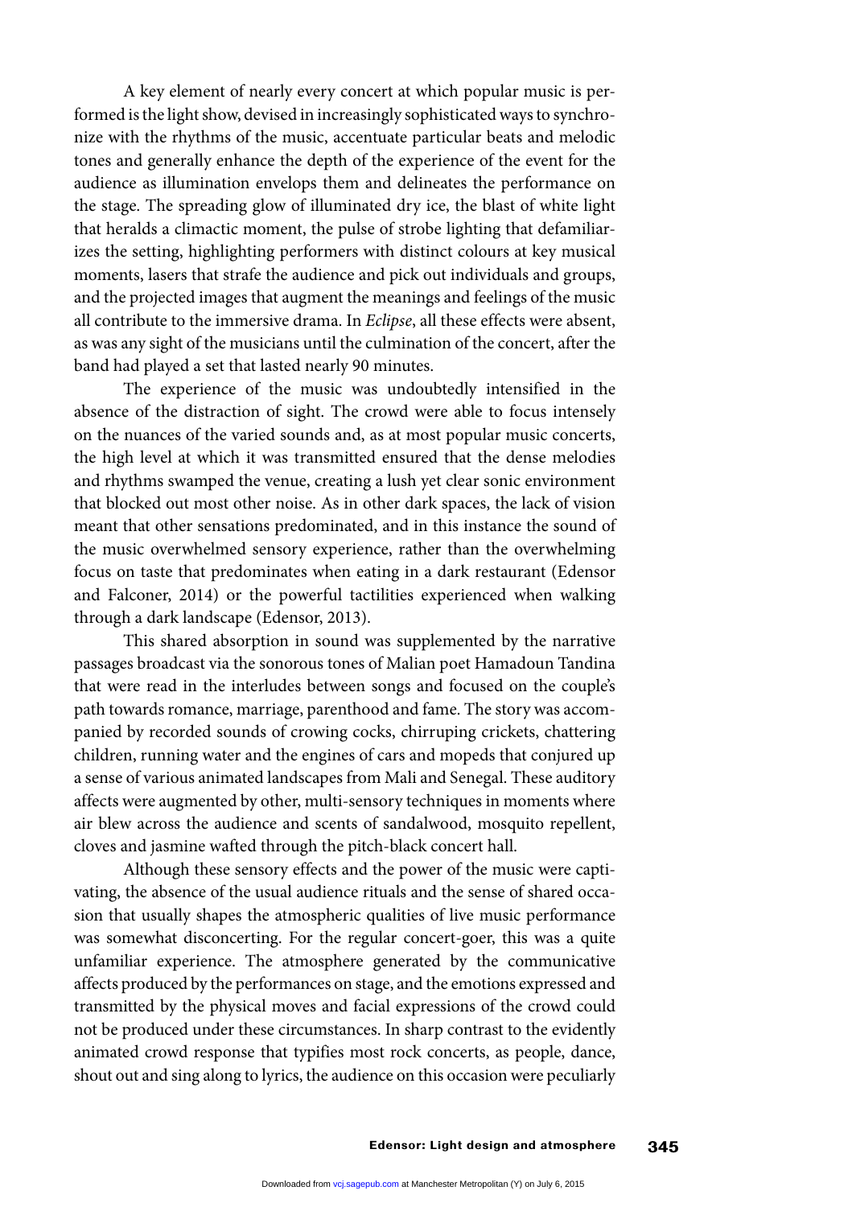A key element of nearly every concert at which popular music is performed is the light show, devised in increasingly sophisticated ways to synchronize with the rhythms of the music, accentuate particular beats and melodic tones and generally enhance the depth of the experience of the event for the audience as illumination envelops them and delineates the performance on the stage. The spreading glow of illuminated dry ice, the blast of white light that heralds a climactic moment, the pulse of strobe lighting that defamiliarizes the setting, highlighting performers with distinct colours at key musical moments, lasers that strafe the audience and pick out individuals and groups, and the projected images that augment the meanings and feelings of the music all contribute to the immersive drama. In *Eclipse*, all these effects were absent, as was any sight of the musicians until the culmination of the concert, after the band had played a set that lasted nearly 90 minutes.

The experience of the music was undoubtedly intensified in the absence of the distraction of sight. The crowd were able to focus intensely on the nuances of the varied sounds and, as at most popular music concerts, the high level at which it was transmitted ensured that the dense melodies and rhythms swamped the venue, creating a lush yet clear sonic environment that blocked out most other noise. As in other dark spaces, the lack of vision meant that other sensations predominated, and in this instance the sound of the music overwhelmed sensory experience, rather than the overwhelming focus on taste that predominates when eating in a dark restaurant (Edensor and Falconer, 2014) or the powerful tactilities experienced when walking through a dark landscape (Edensor, 2013).

This shared absorption in sound was supplemented by the narrative passages broadcast via the sonorous tones of Malian poet Hamadoun Tandina that were read in the interludes between songs and focused on the couple's path towards romance, marriage, parenthood and fame. The story was accompanied by recorded sounds of crowing cocks, chirruping crickets, chattering children, running water and the engines of cars and mopeds that conjured up a sense of various animated landscapes from Mali and Senegal. These auditory affects were augmented by other, multi-sensory techniques in moments where air blew across the audience and scents of sandalwood, mosquito repellent, cloves and jasmine wafted through the pitch-black concert hall.

Although these sensory effects and the power of the music were captivating, the absence of the usual audience rituals and the sense of shared occasion that usually shapes the atmospheric qualities of live music performance was somewhat disconcerting. For the regular concert-goer, this was a quite unfamiliar experience. The atmosphere generated by the communicative affects produced by the performances on stage, and the emotions expressed and transmitted by the physical moves and facial expressions of the crowd could not be produced under these circumstances. In sharp contrast to the evidently animated crowd response that typifies most rock concerts, as people, dance, shout out and sing along to lyrics, the audience on this occasion were peculiarly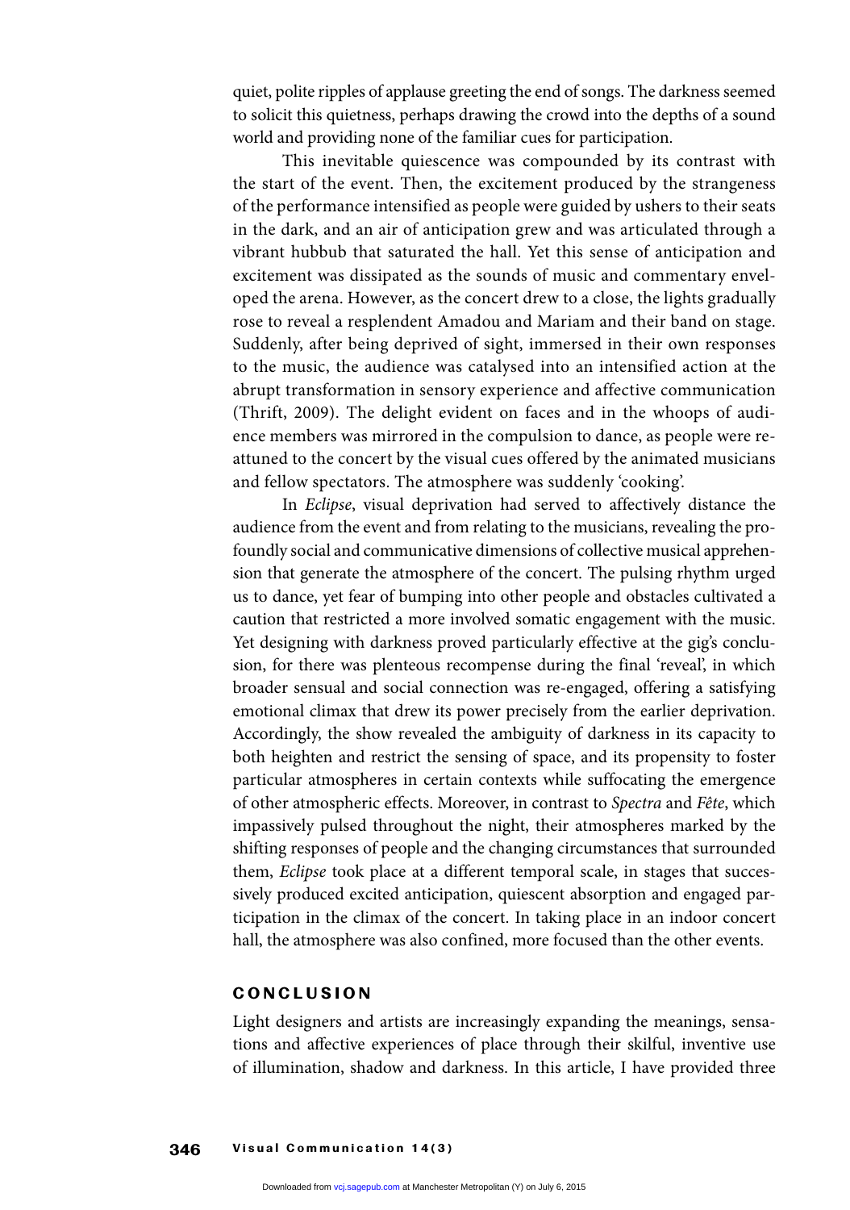quiet, polite ripples of applause greeting the end of songs. The darkness seemed to solicit this quietness, perhaps drawing the crowd into the depths of a sound world and providing none of the familiar cues for participation.

This inevitable quiescence was compounded by its contrast with the start of the event. Then, the excitement produced by the strangeness of the performance intensified as people were guided by ushers to their seats in the dark, and an air of anticipation grew and was articulated through a vibrant hubbub that saturated the hall. Yet this sense of anticipation and excitement was dissipated as the sounds of music and commentary enveloped the arena. However, as the concert drew to a close, the lights gradually rose to reveal a resplendent Amadou and Mariam and their band on stage. Suddenly, after being deprived of sight, immersed in their own responses to the music, the audience was catalysed into an intensified action at the abrupt transformation in sensory experience and affective communication (Thrift, 2009). The delight evident on faces and in the whoops of audience members was mirrored in the compulsion to dance, as people were re-attuned to the concert by the visual cues offered by the animated musicians and fellow spectators. The atmosphere was suddenly 'cooking'.

In *Eclipse*, visual deprivation had served to affectively distance the audience from the event and from relating to the musicians, revealing the profoundly social and communicative dimensions of collective musical apprehension that generate the atmosphere of the concert. The pulsing rhythm urged us to dance, yet fear of bumping into other people and obstacles cultivated a caution that restricted a more involved somatic engagement with the music. Yet designing with darkness proved particularly effective at the gig's conclusion, for there was plenteous recompense during the final 'reveal', in which broader sensual and social connection was re-engaged, offering a satisfying emotional climax that drew its power precisely from the earlier deprivation. Accordingly, the show revealed the ambiguity of darkness in its capacity to both heighten and restrict the sensing of space, and its propensity to foster particular atmospheres in certain contexts while suffocating the emergence of other atmospheric effects. Moreover, in contrast to *Spectra* and *Fête*, which impassively pulsed throughout the night, their atmospheres marked by the shifting responses of people and the changing circumstances that surrounded them, *Eclipse* took place at a different temporal scale, in stages that successively produced excited anticipation, quiescent absorption and engaged participation in the climax of the concert. In taking place in an indoor concert hall, the atmosphere was also confined, more focused than the other events.

## CONCLUSION

Light designers and artists are increasingly expanding the meanings, sensations and affective experiences of place through their skilful, inventive use of illumination, shadow and darkness. In this article, I have provided three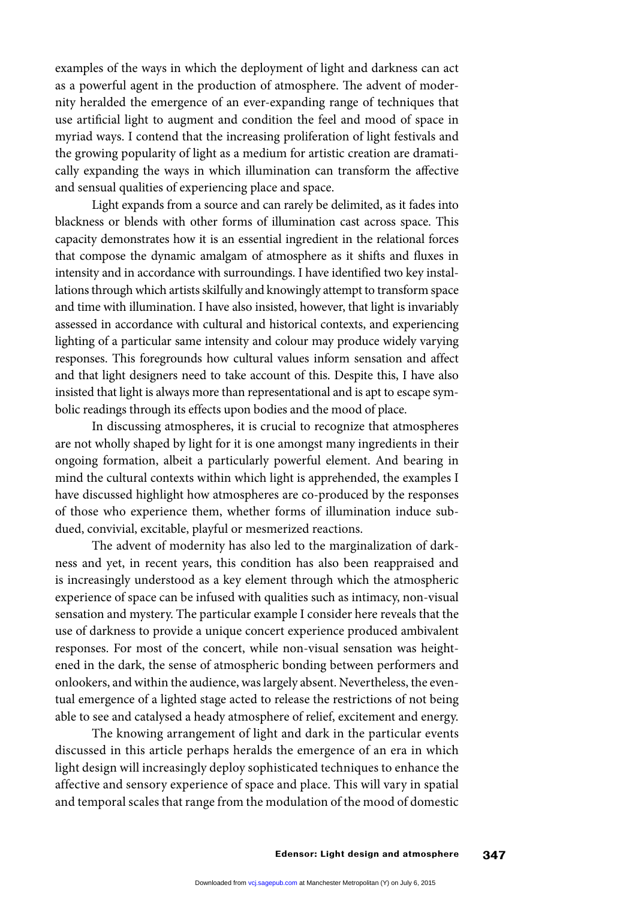examples of the ways in which the deployment of light and darkness can act as a powerful agent in the production of atmosphere. The advent of modernity heralded the emergence of an ever-expanding range of techniques that use artificial light to augment and condition the feel and mood of space in myriad ways. I contend that the increasing proliferation of light festivals and the growing popularity of light as a medium for artistic creation are dramatically expanding the ways in which illumination can transform the affective and sensual qualities of experiencing place and space.

Light expands from a source and can rarely be delimited, as it fades into blackness or blends with other forms of illumination cast across space. This capacity demonstrates how it is an essential ingredient in the relational forces that compose the dynamic amalgam of atmosphere as it shifts and fluxes in intensity and in accordance with surroundings. I have identified two key installations through which artists skilfully and knowingly attempt to transform space and time with illumination. I have also insisted, however, that light is invariably assessed in accordance with cultural and historical contexts, and experiencing lighting of a particular same intensity and colour may produce widely varying responses. This foregrounds how cultural values inform sensation and affect and that light designers need to take account of this. Despite this, I have also insisted that light is always more than representational and is apt to escape symbolic readings through its effects upon bodies and the mood of place.

In discussing atmospheres, it is crucial to recognize that atmospheres are not wholly shaped by light for it is one amongst many ingredients in their ongoing formation, albeit a particularly powerful element. And bearing in mind the cultural contexts within which light is apprehended, the examples I have discussed highlight how atmospheres are co-produced by the responses of those who experience them, whether forms of illumination induce subdued, convivial, excitable, playful or mesmerized reactions.

The advent of modernity has also led to the marginalization of darkness and yet, in recent years, this condition has also been reappraised and is increasingly understood as a key element through which the atmospheric experience of space can be infused with qualities such as intimacy, non-visual sensation and mystery. The particular example I consider here reveals that the use of darkness to provide a unique concert experience produced ambivalent responses. For most of the concert, while non-visual sensation was heightened in the dark, the sense of atmospheric bonding between performers and onlookers, and within the audience, was largely absent. Nevertheless, the eventual emergence of a lighted stage acted to release the restrictions of not being able to see and catalysed a heady atmosphere of relief, excitement and energy.

The knowing arrangement of light and dark in the particular events discussed in this article perhaps heralds the emergence of an era in which light design will increasingly deploy sophisticated techniques to enhance the affective and sensory experience of space and place. This will vary in spatial and temporal scales that range from the modulation of the mood of domestic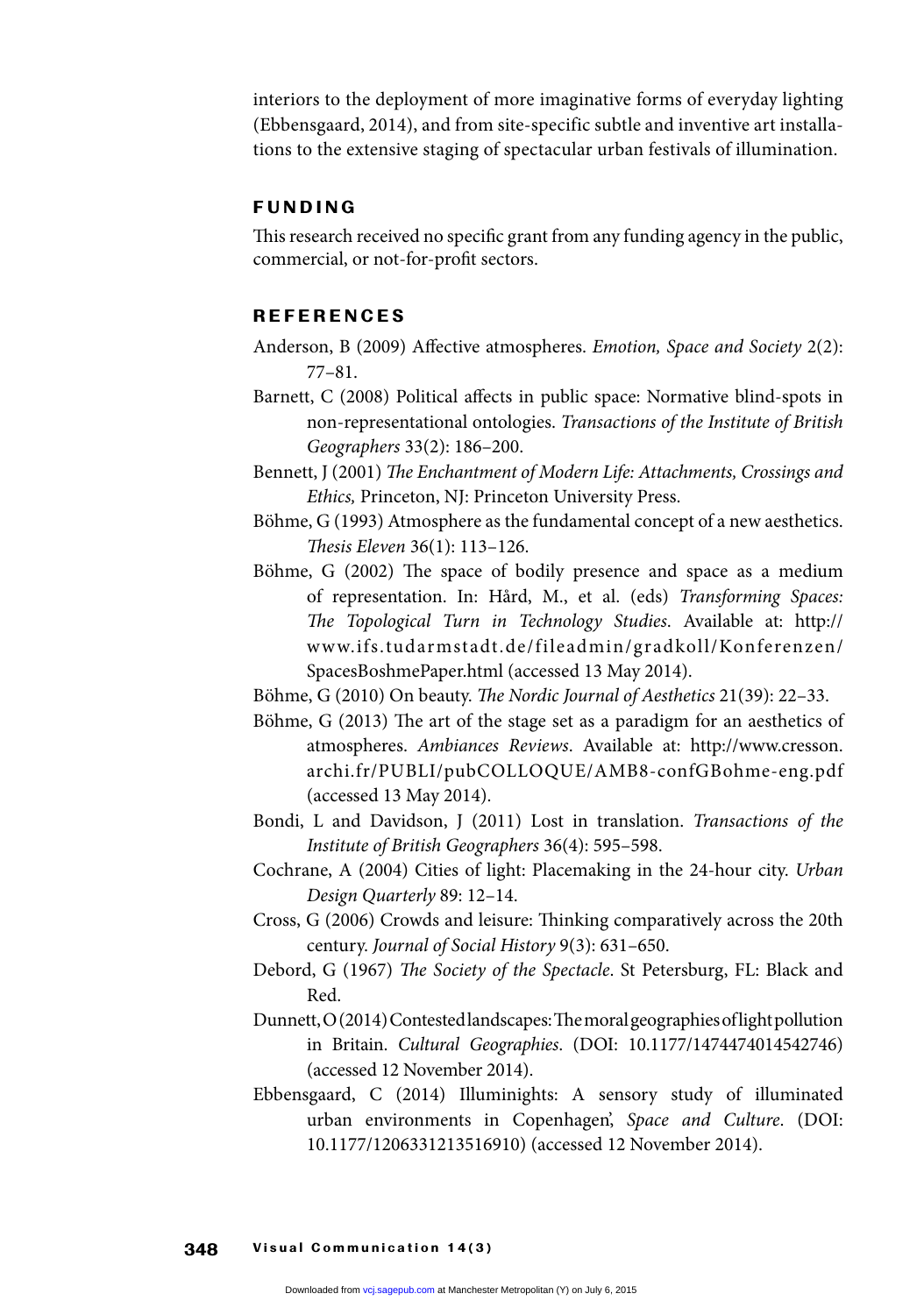interiors to the deployment of more imaginative forms of everyday lighting (Ebbensgaard, 2014), and from site-specific subtle and inventive art installations to the extensive staging of spectacular urban festivals of illumination.

## FUNDING

This research received no specific grant from any funding agency in the public, commercial, or not-for-profit sectors.

## REFERENCES

Anderson, B (2009) Affective atmospheres. *Emotion, Space and Society* 2(2): 77–81.

Barnett, C (2008) Political affects in public space: Normative blind-spots in non-representational ontologies. *Transactions of the Institute of British Geographers* 33(2): 186–200.

Bennett, J (2001) *The Enchantment of Modern Life: Attachments, Crossings and Ethics,* Princeton, NJ: Princeton University Press.

Böhme, G (1993) Atmosphere as the fundamental concept of a new aesthetics. *Thesis Eleven* 36(1): 113–126.

Böhme, G (2002) The space of bodily presence and space as a medium of representation. In: Hård, M., et al. (eds) *Transforming Spaces: The Topological Turn in Technology Studies*. Available at: http://www.ifs.tudarmstadt.de/fileadmin/gradkoll/Konferenzen/SpacesBoshmePaper.html (accessed 13 May 2014).

Böhme, G (2010) On beauty. *The Nordic Journal of Aesthetics* 21(39): 22–33.

Böhme, G (2013) The art of the stage set as a paradigm for an aesthetics of atmospheres. *Ambiances Reviews*. Available at: http://www.cresson.archi.fr/PUBLI/pubCOLLOQUE/AMB8-confGBohme-eng.pdf (accessed 13 May 2014).

Bondi, L and Davidson, J (2011) Lost in translation. *Transactions of the Institute of British Geographers* 36(4): 595–598.

Cochrane, A (2004) Cities of light: Placemaking in the 24-hour city. *Urban Design Quarterly* 89: 12–14.

Cross, G (2006) Crowds and leisure: Thinking comparatively across the 20th century. *Journal of Social History* 9(3): 631–650.

Debord, G (1967) *The Society of the Spectacle*. St Petersburg, FL: Black and Red.

Dunnett, O (2014) Contested landscapes: The moral geographies of light pollution in Britain. *Cultural Geographies*. (DOI: 10.1177/1474474014542746) (accessed 12 November 2014).

Ebbensgaard, C (2014) Illuminights: A sensory study of illuminated urban environments in Copenhagen', *Space and Culture*. (DOI: 10.1177/1206331213516910) (accessed 12 November 2014).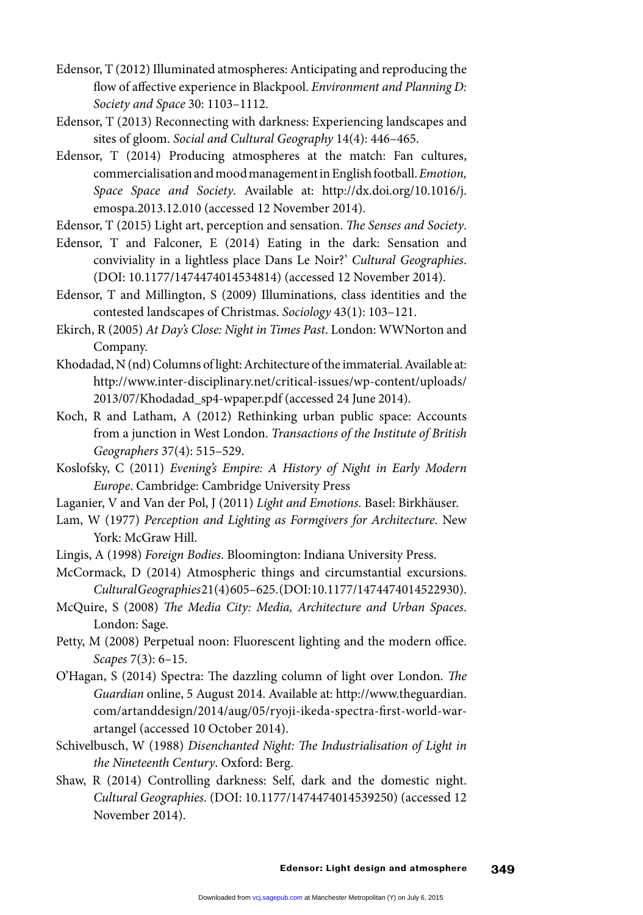Edensor, T (2012) Illuminated atmospheres: Anticipating and reproducing the flow of affective experience in Blackpool. *Environment and Planning D: Society and Space* 30: 1103–1112.

Edensor, T (2013) Reconnecting with darkness: Experiencing landscapes and sites of gloom. *Social and Cultural Geography* 14(4): 446–465.

Edensor, T (2014) Producing atmospheres at the match: Fan cultures, commercialisation and mood management in English football. *Emotion, Space Space and Society*. Available at: http://dx.doi.org/10.1016/j.emospa.2013.12.010 (accessed 12 November 2014).

Edensor, T (2015) Light art, perception and sensation. *The Senses and Society*.

Edensor, T and Falconer, E (2014) Eating in the dark: Sensation and conviviality in a lightless place Dans Le Noir?' *Cultural Geographies*. (DOI: 10.1177/1474474014534814) (accessed 12 November 2014).

Edensor, T and Millington, S (2009) Illuminations, class identities and the contested landscapes of Christmas. *Sociology* 43(1): 103–121.

Ekirch, R (2005) *At Day's Close: Night in Times Past*. London: WWNorton and Company.

Khodadad, N (nd) Columns of light: Architecture of the immaterial. Available at: http://www.inter-disciplinary.net/critical-issues/wp-content/uploads/2013/07/Khodadad_sp4-wpaper.pdf (accessed 24 June 2014).

Koch, R and Latham, A (2012) Rethinking urban public space: Accounts from a junction in West London. *Transactions of the Institute of British Geographers* 37(4): 515–529.

Koslofsky, C (2011) *Evening's Empire: A History of Night in Early Modern Europe*. Cambridge: Cambridge University Press

Laganier, V and Van der Pol, J (2011) *Light and Emotions*. Basel: Birkhäuser.

Lam, W (1977) *Perception and Lighting as Formgivers for Architecture*. New York: McGraw Hill.

Lingis, A (1998) *Foreign Bodies*. Bloomington: Indiana University Press.

McCormack, D (2014) Atmospheric things and circumstantial excursions. *Cultural Geographies* 21(4) 605–625. (DOI: 10.1177/1474474014522930).

McQuire, S (2008) *The Media City: Media, Architecture and Urban Spaces*. London: Sage.

Petty, M (2008) Perpetual noon: Fluorescent lighting and the modern office. *Scapes* 7(3): 6–15.

O'Hagan, S (2014) Spectra: The dazzling column of light over London. *The Guardian* online, 5 August 2014. Available at: http://www.theguardian.com/artanddesign/2014/aug/05/ryoji-ikeda-spectra-first-world-war-artangel (accessed 10 October 2014).

Schivelbusch, W (1988) *Disenchanted Night: The Industrialisation of Light in the Nineteenth Century*. Oxford: Berg.

Shaw, R (2014) Controlling darkness: Self, dark and the domestic night. *Cultural Geographies*. (DOI: 10.1177/1474474014539250) (accessed 12 November 2014).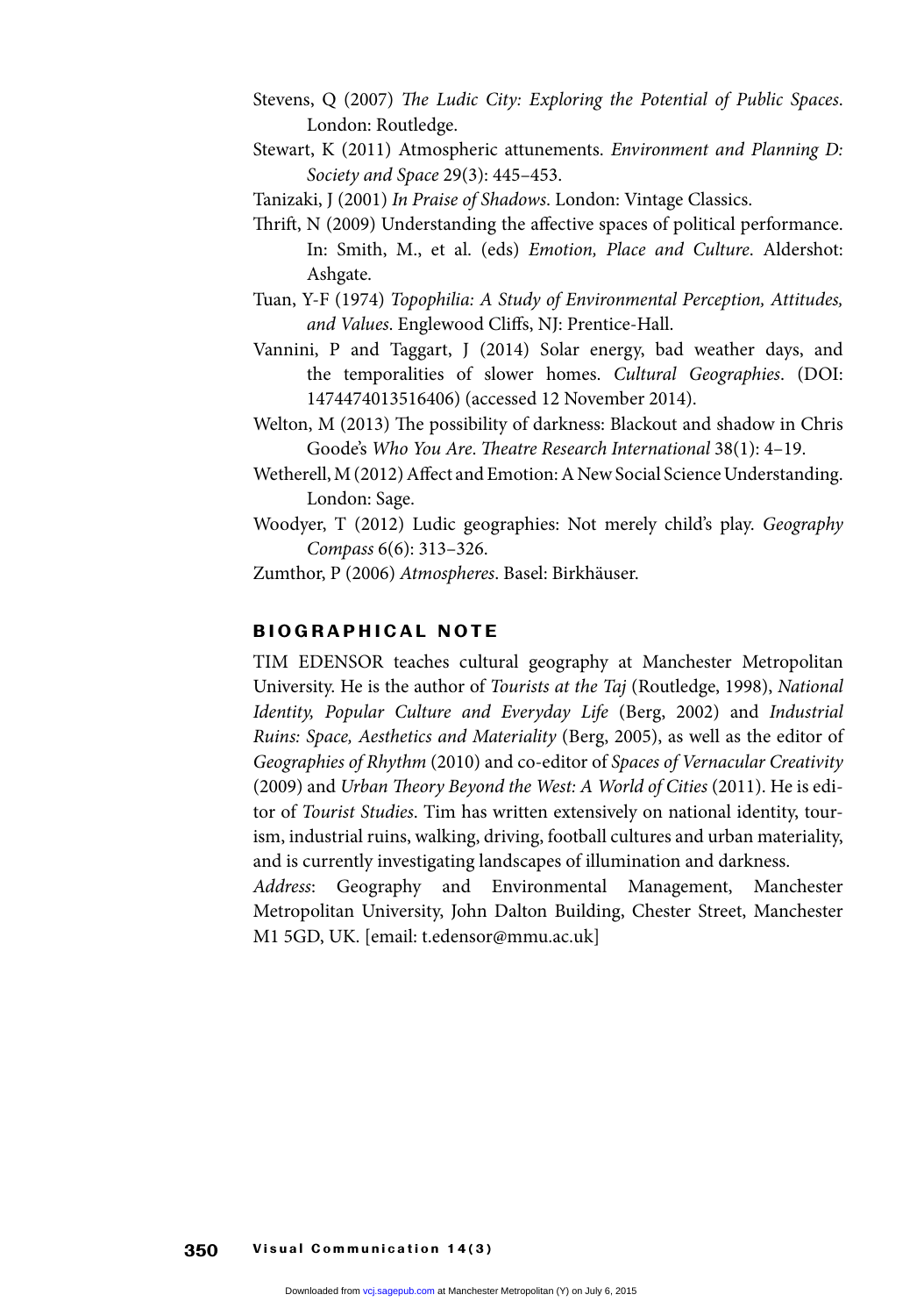Stevens, Q (2007) *The Ludic City: Exploring the Potential of Public Spaces*. London: Routledge.

Stewart, K (2011) Atmospheric attunements. *Environment and Planning D: Society and Space* 29(3): 445–453.

Tanizaki, J (2001) *In Praise of Shadows*. London: Vintage Classics.

Thrift, N (2009) Understanding the affective spaces of political performance. In: Smith, M., et al. (eds) *Emotion, Place and Culture*. Aldershot: Ashgate.

Tuan, Y-F (1974) *Topophilia: A Study of Environmental Perception, Attitudes, and Values*. Englewood Cliffs, NJ: Prentice-Hall.

Vannini, P and Taggart, J (2014) Solar energy, bad weather days, and the temporalities of slower homes. *Cultural Geographies*. (DOI: 1474474013516406) (accessed 12 November 2014).

Welton, M (2013) The possibility of darkness: Blackout and shadow in Chris Goode's *Who You Are*. *Theatre Research International* 38(1): 4–19.

Wetherell, M (2012) Affect and Emotion: A New Social Science Understanding. London: Sage.

Woodyer, T (2012) Ludic geographies: Not merely child's play. *Geography Compass* 6(6): 313–326.

Zumthor, P (2006) *Atmospheres*. Basel: Birkhäuser.

## BIOGRAPHICAL NOTE

TIM EDENSOR teaches cultural geography at Manchester Metropolitan University. He is the author of *Tourists at the Taj* (Routledge, 1998), *National Identity, Popular Culture and Everyday Life* (Berg, 2002) and *Industrial Ruins: Space, Aesthetics and Materiality* (Berg, 2005), as well as the editor of *Geographies of Rhythm* (2010) and co-editor of *Spaces of Vernacular Creativity* (2009) and *Urban Theory Beyond the West: A World of Cities* (2011). He is editor of *Tourist Studies*. Tim has written extensively on national identity, tourism, industrial ruins, walking, driving, football cultures and urban materiality, and is currently investigating landscapes of illumination and darkness.

*Address*: Geography and Environmental Management, Manchester Metropolitan University, John Dalton Building, Chester Street, Manchester M1 5GD, UK. [email: t.edensor@mmu.ac.uk]